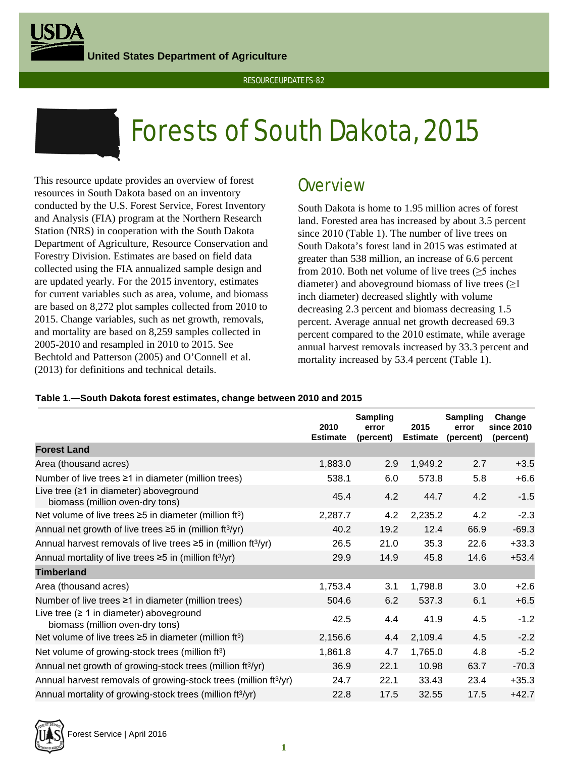United States Department of Agriculture

RESOURCE UPDATE FS-82

# Forests of South Dakota, 2015

This resource update provides an overview of forest resources in South Dakota based on an inventory conducted by the U.S. Forest Service, Forest Inventory and Analysis (FIA) program at the Northern Research Station (NRS) in cooperation with the South Dakota Department of Agriculture, Resource Conservation and Forestry Division. Estimates are based on field data collected using the FIA annualized sample design and are updated yearly. For the 2015 inventory, estimates for current variables such as area, volume, and biomass are based on 8,272 plot samples collected from 2010 to 2015. Change variables, such as net growth, removals, and mortality are based on 8,259 samples collected in 2005-2010 and resampled in 2010 to 2015. See Bechtold and Patterson (2005) and O'Connell et al. (2013) for definitions and technical details.

## Overview

South Dakota is home to 1.95 million acres of forest land. Forested area has increased by about 3.5 percent since 2010 (Table 1). The number of live trees on South Dakota's forest land in 2015 was estimated at greater than 538 million, an increase of 6.6 percent from 2010. Both net volume of live trees (≥5 inches diameter) and aboveground biomass of live trees (≥1 inch diameter) decreased slightly with volume decreasing 2.3 percent and biomass decreasing 1.5 percent. Average annual net growth decreased 69.3 percent compared to the 2010 estimate, while average annual harvest removals increased by 33.3 percent and mortality increased by 53.4 percent (Table 1).

**Table 1.—South Dakota forest estimates, change between 2010 and 2015**

| | 2010 Estimate | Sampling error (percent) | 2015 Estimate | Sampling error (percent) | Change since 2010 (percent) |
|---|---|---|---|---|---|
| **Forest Land** | | | | | |
| Area (thousand acres) | 1,883.0 | 2.9 | 1,949.2 | 2.7 | +3.5 |
| Number of live trees ≥1 in diameter (million trees) | 538.1 | 6.0 | 573.8 | 5.8 | +6.6 |
| Live tree (≥1 in diameter) aboveground biomass (million oven-dry tons) | 45.4 | 4.2 | 44.7 | 4.2 | -1.5 |
| Net volume of live trees ≥5 in diameter (million ft³) | 2,287.7 | 4.2 | 2,235.2 | 4.2 | -2.3 |
| Annual net growth of live trees ≥5 in (million ft³/yr) | 40.2 | 19.2 | 12.4 | 66.9 | -69.3 |
| Annual harvest removals of live trees ≥5 in (million ft³/yr) | 26.5 | 21.0 | 35.3 | 22.6 | +33.3 |
| Annual mortality of live trees ≥5 in (million ft³/yr) | 29.9 | 14.9 | 45.8 | 14.6 | +53.4 |
| **Timberland** | | | | | |
| Area (thousand acres) | 1,753.4 | 3.1 | 1,798.8 | 3.0 | +2.6 |
| Number of live trees ≥1 in diameter (million trees) | 504.6 | 6.2 | 537.3 | 6.1 | +6.5 |
| Live tree (≥ 1 in diameter) aboveground biomass (million oven-dry tons) | 42.5 | 4.4 | 41.9 | 4.5 | -1.2 |
| Net volume of live trees ≥5 in diameter (million ft³) | 2,156.6 | 4.4 | 2,109.4 | 4.5 | -2.2 |
| Net volume of growing-stock trees (million ft³) | 1,861.8 | 4.7 | 1,765.0 | 4.8 | -5.2 |
| Annual net growth of growing-stock trees (million ft³/yr) | 36.9 | 22.1 | 10.98 | 63.7 | -70.3 |
| Annual harvest removals of growing-stock trees (million ft³/yr) | 24.7 | 22.1 | 33.43 | 23.4 | +35.3 |
| Annual mortality of growing-stock trees (million ft³/yr) | 22.8 | 17.5 | 32.55 | 17.5 | +42.7 |

Forest Service | April 2016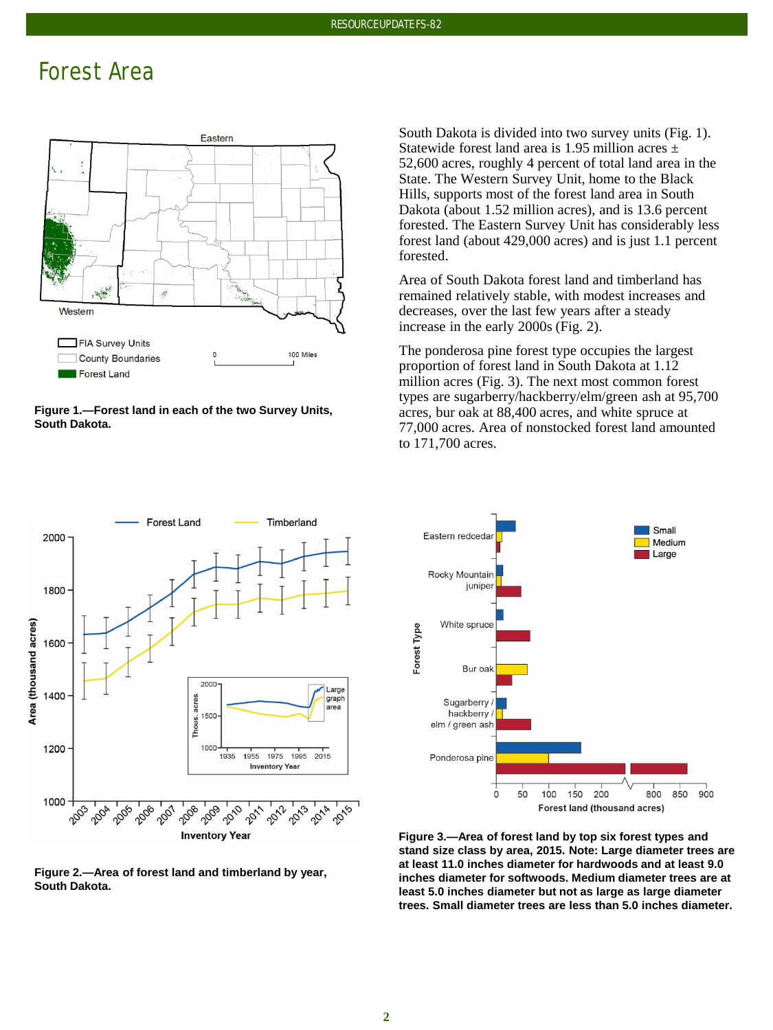# Forest Area

Figure 1.—Forest land in each of the two Survey Units, South Dakota.

South Dakota is divided into two survey units (Fig. 1). Statewide forest land area is 1.95 million acres ± 52,600 acres, roughly 4 percent of total land area in the State. The Western Survey Unit, home to the Black Hills, supports most of the forest land in South Dakota (about 1.52 million acres), and is 13.6 percent forested. The Eastern Survey Unit has considerably less forest land (about 429,000 acres) and is just 1.1 percent forested.

Area of South Dakota forest land and timberland has remained relatively stable, with modest increases and decreases, over the last few years after a steady increase in the early 2000s (Fig. 2).

The ponderosa pine forest type occupies the largest proportion of forest land in South Dakota at 1.12 million acres (Fig. 3). The next most common forest types are sugarberry/hackberry/elm/green ash at 95,700 acres, bur oak at 88,400 acres, and white spruce at 77,000 acres. Area of nonstocked forest land amounted to 171,700 acres.

Figure 2.—Area of forest land and timberland by year, South Dakota.

Figure 3.—Area of forest land by top six forest types and stand size class by area, 2015. Note: Large diameter trees are at least 11.0 inches diameter for hardwoods and at least 9.0 inches diameter for softwoods. Medium diameter trees are at least 5.0 inches diameter but not as large as large diameter trees. Small diameter trees are less than 5.0 inches diameter.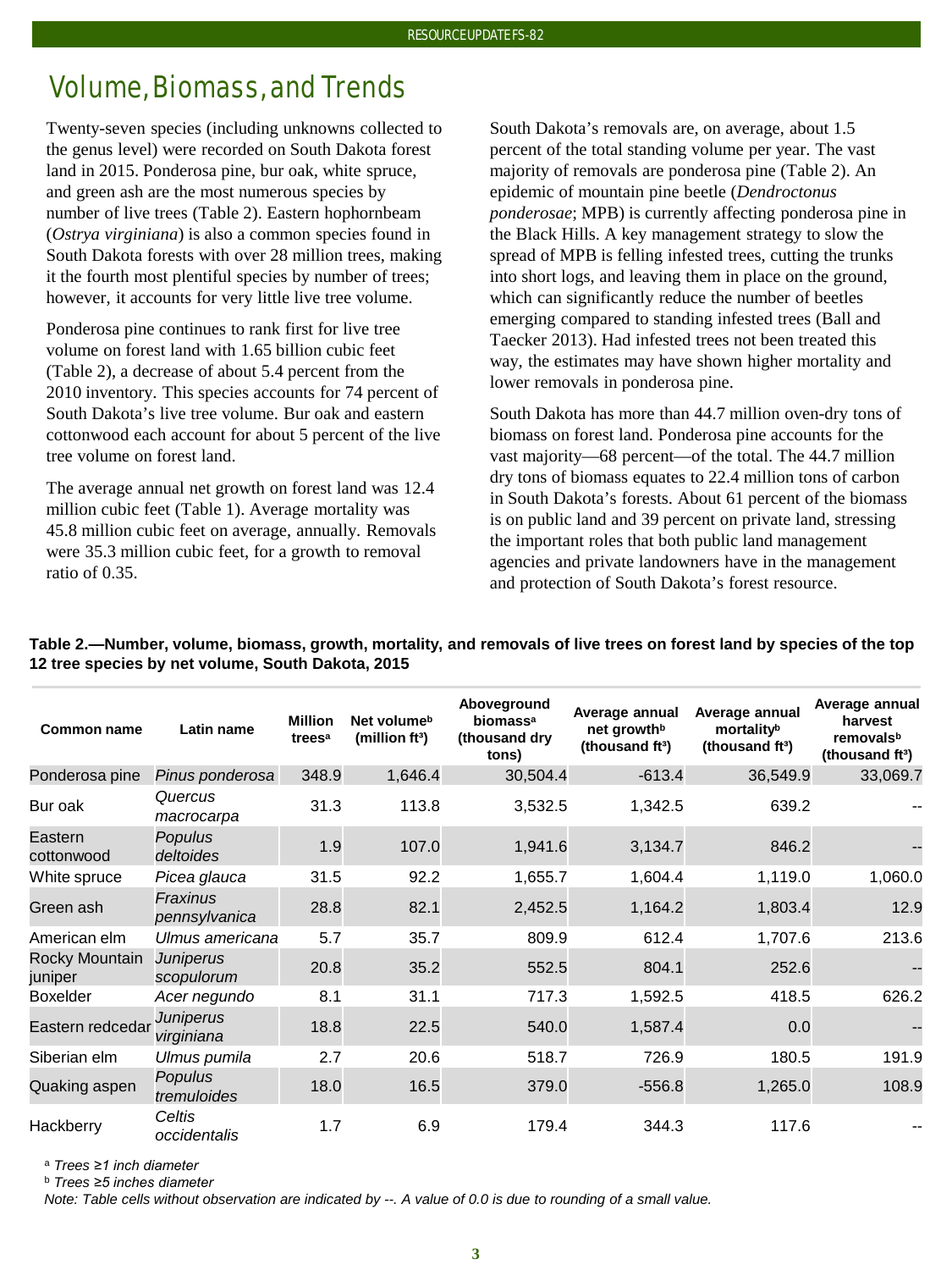# Volume, Biomass, and Trends

Twenty-seven species (including unknowns collected to the genus level) were recorded on South Dakota forest land in 2015. Ponderosa pine, bur oak, white spruce, and green ash are the most numerous species by number of live trees (Table 2). Eastern hophornbeam (*Ostrya virginiana*) is also a common species found in South Dakota forests with over 28 million trees, making it the fourth most plentiful species by number of trees; however, it accounts for very little live tree volume.

Ponderosa pine continues to rank first for live tree volume on forest land with 1.65 billion cubic feet (Table 2), a decrease of about 5.4 percent from the 2010 inventory. This species accounts for 74 percent of South Dakota's live tree volume. Bur oak and eastern cottonwood each account for about 5 percent of the live tree volume on forest land.

The average annual net growth on forest land was 12.4 million cubic feet (Table 1). Average mortality was 45.8 million cubic feet on average, annually. Removals were 35.3 million cubic feet, for a growth to removal ratio of 0.35.

South Dakota's removals are, on average, about 1.5 percent of the total standing volume per year. The vast majority of removals are ponderosa pine (Table 2). An epidemic of mountain pine beetle (*Dendroctonus ponderosae*; MPB) is currently affecting ponderosa pine in the Black Hills. A key management strategy to slow the spread of MPB is felling infested trees, cutting the trunks into short logs, and leaving them in place on the ground, which can significantly reduce the number of beetles emerging compared to standing infested trees (Ball and Taecker 2013). Had infested trees not been treated this way, the estimates may have shown higher mortality and lower removals in ponderosa pine.

South Dakota has more than 44.7 million oven-dry tons of biomass on forest land. Ponderosa pine accounts for the vast majority—68 percent—of the total. The 44.7 million dry tons of biomass equates to 22.4 million tons of carbon in South Dakota's forests. About 61 percent of the biomass is on public land and 39 percent on private land, stressing the important roles that both public land management agencies and private landowners have in the management and protection of South Dakota's forest resource.

**Table 2.—Number, volume, biomass, growth, mortality, and removals of live trees on forest land by species of the top 12 tree species by net volume, South Dakota, 2015**

| Common name | Latin name | Million trees[a] | Net volume[b] (million ft³) | Aboveground biomass[a] (thousand dry tons) | Average annual net growth[b] (thousand ft³) | Average annual mortality[b] (thousand ft³) | Average annual harvest removals[b] (thousand ft³) |
|---|---|---|---|---|---|---|---|
| Ponderosa pine | *Pinus ponderosa* | 348.9 | 1,646.4 | 30,504.4 | -613.4 | 36,549.9 | 33,069.7 |
| Bur oak | *Quercus macrocarpa* | 31.3 | 113.8 | 3,532.5 | 1,342.5 | 639.2 | -- |
| Eastern cottonwood | *Populus deltoides* | 1.9 | 107.0 | 1,941.6 | 3,134.7 | 846.2 | -- |
| White spruce | *Picea glauca* | 31.5 | 92.2 | 1,655.7 | 1,604.4 | 1,119.0 | 1,060.0 |
| Green ash | *Fraxinus pennsylvanica* | 28.8 | 82.1 | 2,452.5 | 1,164.2 | 1,803.4 | 12.9 |
| American elm | *Ulmus americana* | 5.7 | 35.7 | 809.9 | 612.4 | 1,707.6 | 213.6 |
| Rocky Mountain juniper | *Juniperus scopulorum* | 20.8 | 35.2 | 552.5 | 804.1 | 252.6 | -- |
| Boxelder | *Acer negundo* | 8.1 | 31.1 | 717.3 | 1,592.5 | 418.5 | 626.2 |
| Eastern redcedar | *Juniperus virginiana* | 18.8 | 22.5 | 540.0 | 1,587.4 | 0.0 | -- |
| Siberian elm | *Ulmus pumila* | 2.7 | 20.6 | 518.7 | 726.9 | 180.5 | 191.9 |
| Quaking aspen | *Populus tremuloides* | 18.0 | 16.5 | 379.0 | -556.8 | 1,265.0 | 108.9 |
| Hackberry | *Celtis occidentalis* | 1.7 | 6.9 | 179.4 | 344.3 | 117.6 | -- |

[a] *Trees ≥1 inch diameter*
[b] *Trees ≥5 inches diameter*
*Note: Table cells without observation are indicated by --. A value of 0.0 is due to rounding of a small value.*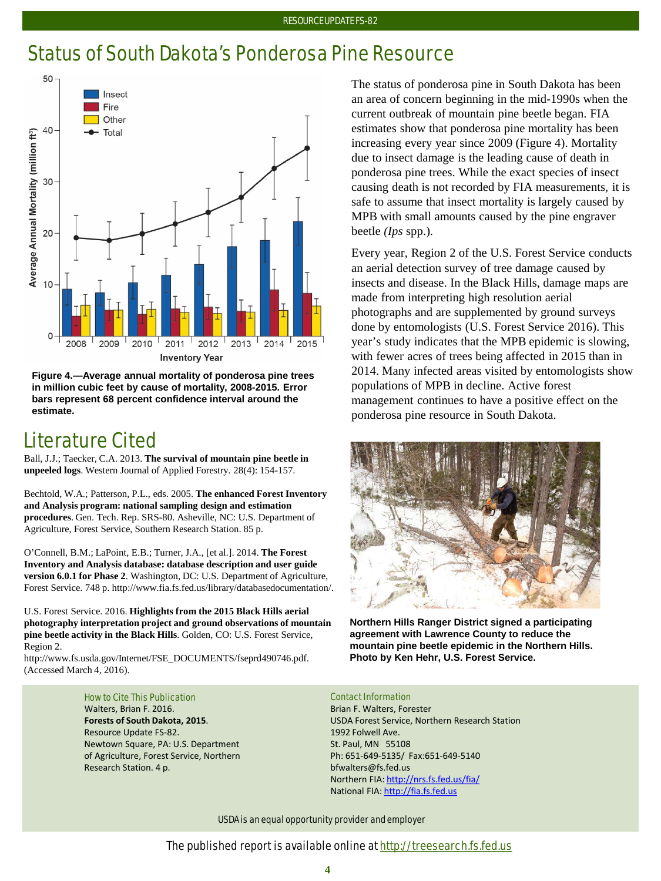# Status of South Dakota's Ponderosa Pine Resource

50
40
30
20
10
0
Average Annual Mortality (million ft³)
Insect
Fire
Other
Total
2008
2009
2010
2011
2012
2013
2014
2015
Inventory Year

**Figure 4.—Average annual mortality of ponderosa pine trees in million cubic feet by cause of mortality, 2008-2015. Error bars represent 68 percent confidence interval around the estimate.**

The status of ponderosa pine in South Dakota has been an area of concern beginning in the mid-1990s when the current outbreak of mountain pine beetle began. FIA estimates show that ponderosa pine mortality has been increasing every year since 2009 (Figure 4). Mortality due to insect damage is the leading cause of death in ponderosa pine trees. While the exact species of insect causing death is not recorded by FIA measurements, it is safe to assume that insect mortality is largely caused by MPB with small amounts caused by the pine engraver beetle *(Ips* spp.).

Every year, Region 2 of the U.S. Forest Service conducts an aerial detection survey of tree damage caused by insects and disease. In the Black Hills, damage maps are made from interpreting high resolution aerial photographs and are supplemented by ground surveys done by entomologists (U.S. Forest Service 2016). This year's study indicates that the MPB epidemic is slowing, with fewer acres of trees being affected in 2015 than in 2014. Many infected areas visited by entomologists show populations of MPB in decline. Active forest management continues to have a positive effect on the ponderosa pine resource in South Dakota.

**Northern Hills Ranger District signed a participating agreement with Lawrence County to reduce the mountain pine beetle epidemic in the Northern Hills. Photo by Ken Hehr, U.S. Forest Service.**

# Literature Cited

Ball, J.J.; Taecker, C.A. 2013. **The survival of mountain pine beetle in unpeeled logs**. Western Journal of Applied Forestry. 28(4): 154-157.

Bechtold, W.A.; Patterson, P.L., eds. 2005. **The enhanced Forest Inventory and Analysis program: national sampling design and estimation procedures**. Gen. Tech. Rep. SRS-80. Asheville, NC: U.S. Department of Agriculture, Forest Service, Southern Research Station. 85 p.

O'Connell, B.M.; LaPoint, E.B.; Turner, J.A., [et al.]. 2014. **The Forest Inventory and Analysis database: database description and user guide version 6.0.1 for Phase 2**. Washington, DC: U.S. Department of Agriculture, Forest Service. 748 p. http://www.fia.fs.fed.us/library/databasedocumentation/.

U.S. Forest Service. 2016. **Highlights from the 2015 Black Hills aerial photography interpretation project and ground observations of mountain pine beetle activity in the Black Hills**. Golden, CO: U.S. Forest Service, Region 2. http://www.fs.usda.gov/Internet/FSE_DOCUMENTS/fseprd490746.pdf. (Accessed March 4, 2016).

### How to Cite This Publication

Walters, Brian F. 2016.
**Forests of South Dakota, 2015**.
Resource Update FS-82.
Newtown Square, PA: U.S. Department of Agriculture, Forest Service, Northern Research Station. 4 p.

### Contact Information

Brian F. Walters, Forester
USDA Forest Service, Northern Research Station
1992 Folwell Ave.
St. Paul, MN 55108
Ph: 651-649-5135/ Fax:651-649-5140
bfwalters@fs.fed.us
Northern FIA: http://nrs.fs.fed.us/fia/
National FIA: http://fia.fs.fed.us

USDA is an equal opportunity provider and employer

The published report is available online at http://treesearch.fs.fed.us